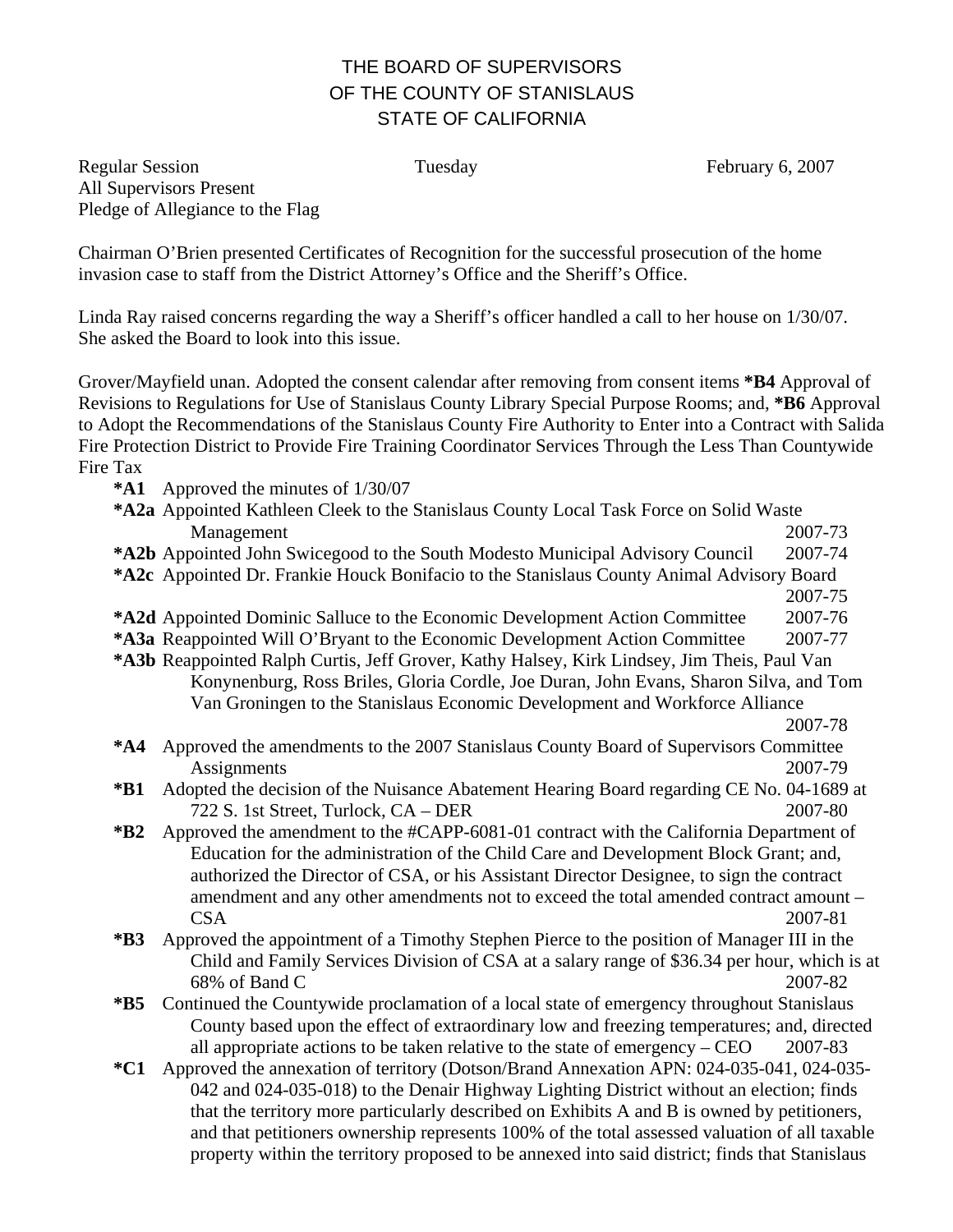# THE BOARD OF SUPERVISORS
# OF THE COUNTY OF STANISLAUS
# STATE OF CALIFORNIA

Regular Session Tuesday February 6, 2007
All Supervisors Present
Pledge of Allegiance to the Flag

Chairman O'Brien presented Certificates of Recognition for the successful prosecution of the home invasion case to staff from the District Attorney's Office and the Sheriff's Office.

Linda Ray raised concerns regarding the way a Sheriff's officer handled a call to her house on 1/30/07. She asked the Board to look into this issue.

Grover/Mayfield unan. Adopted the consent calendar after removing from consent items **\*B4** Approval of Revisions to Regulations for Use of Stanislaus County Library Special Purpose Rooms; and, **\*B6** Approval to Adopt the Recommendations of the Stanislaus County Fire Authority to Enter into a Contract with Salida Fire Protection District to Provide Fire Training Coordinator Services Through the Less Than Countywide Fire Tax

- **\*A1** Approved the minutes of 1/30/07
- **\*A2a** Appointed Kathleen Cleek to the Stanislaus County Local Task Force on Solid Waste Management 2007-73
- **\*A2b** Appointed John Swicegood to the South Modesto Municipal Advisory Council 2007-74
- **\*A2c** Appointed Dr. Frankie Houck Bonifacio to the Stanislaus County Animal Advisory Board 2007-75
- **\*A2d** Appointed Dominic Salluce to the Economic Development Action Committee 2007-76
- **\*A3a** Reappointed Will O'Bryant to the Economic Development Action Committee 2007-77
- **\*A3b** Reappointed Ralph Curtis, Jeff Grover, Kathy Halsey, Kirk Lindsey, Jim Theis, Paul Van Konynenburg, Ross Briles, Gloria Cordle, Joe Duran, John Evans, Sharon Silva, and Tom Van Groningen to the Stanislaus Economic Development and Workforce Alliance 2007-78
- **\*A4** Approved the amendments to the 2007 Stanislaus County Board of Supervisors Committee Assignments 2007-79
- **\*B1** Adopted the decision of the Nuisance Abatement Hearing Board regarding CE No. 04-1689 at 722 S. 1st Street, Turlock, CA – DER 2007-80
- **\*B2** Approved the amendment to the #CAPP-6081-01 contract with the California Department of Education for the administration of the Child Care and Development Block Grant; and, authorized the Director of CSA, or his Assistant Director Designee, to sign the contract amendment and any other amendments not to exceed the total amended contract amount – CSA 2007-81
- **\*B3** Approved the appointment of a Timothy Stephen Pierce to the position of Manager III in the Child and Family Services Division of CSA at a salary range of $36.34 per hour, which is at 68% of Band C 2007-82
- **\*B5** Continued the Countywide proclamation of a local state of emergency throughout Stanislaus County based upon the effect of extraordinary low and freezing temperatures; and, directed all appropriate actions to be taken relative to the state of emergency – CEO 2007-83
- **\*C1** Approved the annexation of territory (Dotson/Brand Annexation APN: 024-035-041, 024-035-042 and 024-035-018) to the Denair Highway Lighting District without an election; finds that the territory more particularly described on Exhibits A and B is owned by petitioners, and that petitioners ownership represents 100% of the total assessed valuation of all taxable property within the territory proposed to be annexed into said district; finds that Stanislaus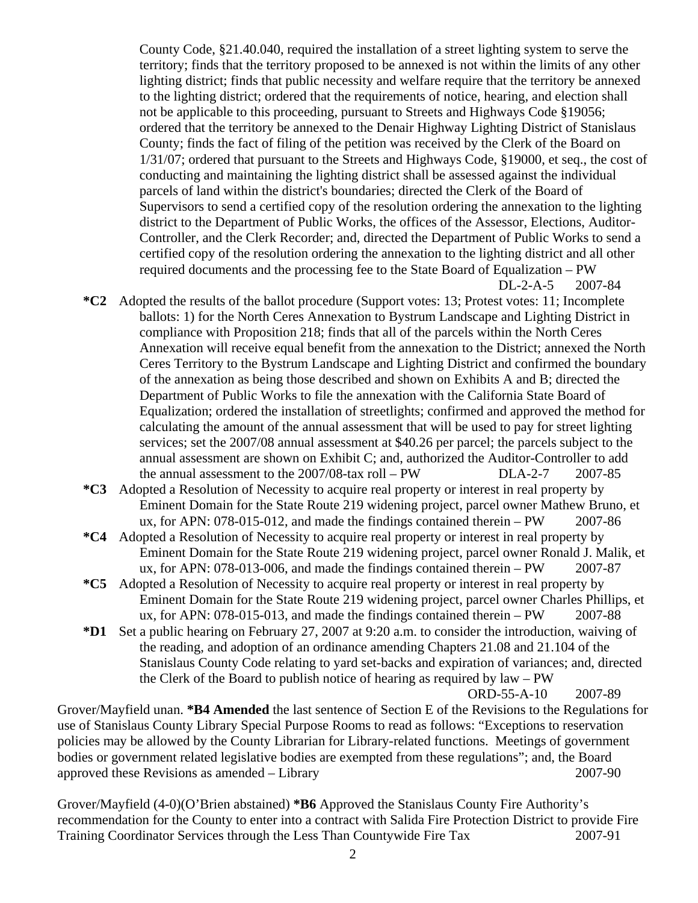County Code, §21.40.040, required the installation of a street lighting system to serve the territory; finds that the territory proposed to be annexed is not within the limits of any other lighting district; finds that public necessity and welfare require that the territory be annexed to the lighting district; ordered that the requirements of notice, hearing, and election shall not be applicable to this proceeding, pursuant to Streets and Highways Code §19056; ordered that the territory be annexed to the Denair Highway Lighting District of Stanislaus County; finds the fact of filing of the petition was received by the Clerk of the Board on 1/31/07; ordered that pursuant to the Streets and Highways Code, §19000, et seq., the cost of conducting and maintaining the lighting district shall be assessed against the individual parcels of land within the district's boundaries; directed the Clerk of the Board of Supervisors to send a certified copy of the resolution ordering the annexation to the lighting district to the Department of Public Works, the offices of the Assessor, Elections, Auditor-Controller, and the Clerk Recorder; and, directed the Department of Public Works to send a certified copy of the resolution ordering the annexation to the lighting district and all other required documents and the processing fee to the State Board of Equalization – PW DL-2-A-5 2007-84

**\*C2** Adopted the results of the ballot procedure (Support votes: 13; Protest votes: 11; Incomplete ballots: 1) for the North Ceres Annexation to Bystrum Landscape and Lighting District in compliance with Proposition 218; finds that all of the parcels within the North Ceres Annexation will receive equal benefit from the annexation to the District; annexed the North Ceres Territory to the Bystrum Landscape and Lighting District and confirmed the boundary of the annexation as being those described and shown on Exhibits A and B; directed the Department of Public Works to file the annexation with the California State Board of Equalization; ordered the installation of streetlights; confirmed and approved the method for calculating the amount of the annual assessment that will be used to pay for street lighting services; set the 2007/08 annual assessment at $40.26 per parcel; the parcels subject to the annual assessment are shown on Exhibit C; and, authorized the Auditor-Controller to add the annual assessment to the 2007/08-tax roll – PW DLA-2-7 2007-85

**\*C3** Adopted a Resolution of Necessity to acquire real property or interest in real property by Eminent Domain for the State Route 219 widening project, parcel owner Mathew Bruno, et ux, for APN: 078-015-012, and made the findings contained therein – PW 2007-86

**\*C4** Adopted a Resolution of Necessity to acquire real property or interest in real property by Eminent Domain for the State Route 219 widening project, parcel owner Ronald J. Malik, et ux, for APN: 078-013-006, and made the findings contained therein – PW 2007-87

**\*C5** Adopted a Resolution of Necessity to acquire real property or interest in real property by Eminent Domain for the State Route 219 widening project, parcel owner Charles Phillips, et ux, for APN: 078-015-013, and made the findings contained therein – PW 2007-88

**\*D1** Set a public hearing on February 27, 2007 at 9:20 a.m. to consider the introduction, waiving of the reading, and adoption of an ordinance amending Chapters 21.08 and 21.104 of the Stanislaus County Code relating to yard set-backs and expiration of variances; and, directed the Clerk of the Board to publish notice of hearing as required by law – PW ORD-55-A-10 2007-89

Grover/Mayfield unan. **\*B4 Amended** the last sentence of Section E of the Revisions to the Regulations for use of Stanislaus County Library Special Purpose Rooms to read as follows: "Exceptions to reservation policies may be allowed by the County Librarian for Library-related functions. Meetings of government bodies or government related legislative bodies are exempted from these regulations"; and, the Board approved these Revisions as amended – Library 2007-90

Grover/Mayfield (4-0)(O'Brien abstained) **\*B6** Approved the Stanislaus County Fire Authority's recommendation for the County to enter into a contract with Salida Fire Protection District to provide Fire Training Coordinator Services through the Less Than Countywide Fire Tax 2007-91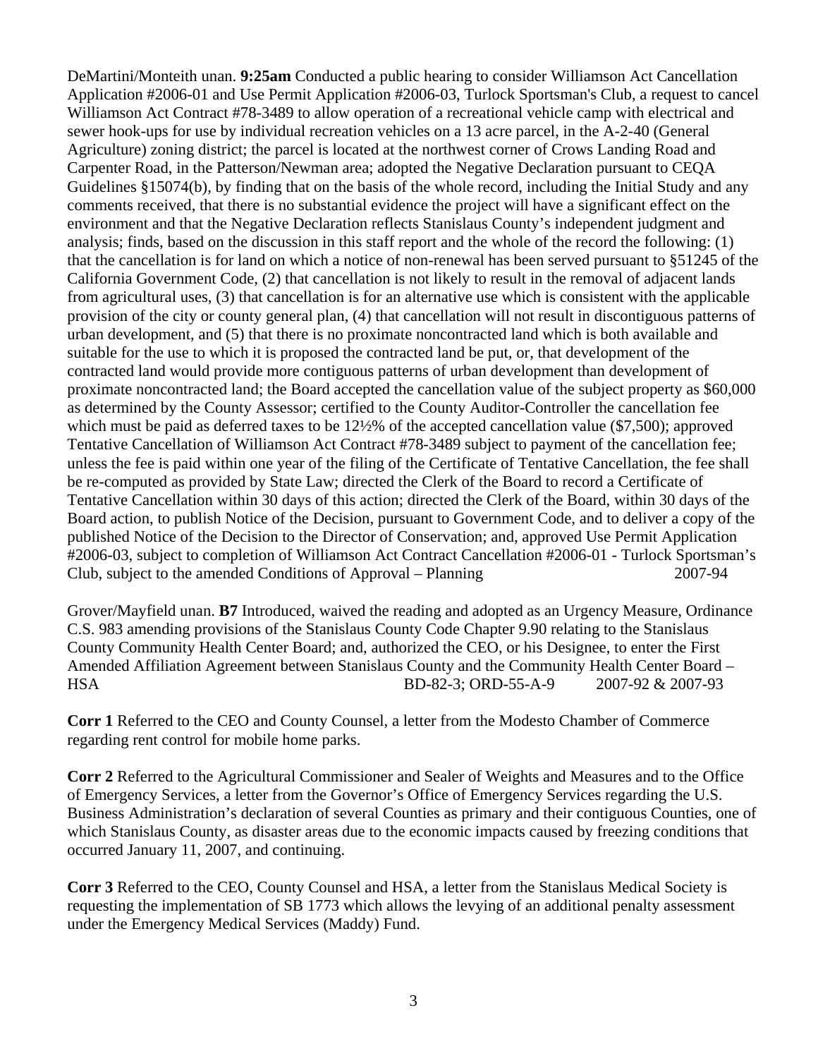DeMartini/Monteith unan. **9:25am** Conducted a public hearing to consider Williamson Act Cancellation Application #2006-01 and Use Permit Application #2006-03, Turlock Sportsman's Club, a request to cancel Williamson Act Contract #78-3489 to allow operation of a recreational vehicle camp with electrical and sewer hook-ups for use by individual recreation vehicles on a 13 acre parcel, in the A-2-40 (General Agriculture) zoning district; the parcel is located at the northwest corner of Crows Landing Road and Carpenter Road, in the Patterson/Newman area; adopted the Negative Declaration pursuant to CEQA Guidelines §15074(b), by finding that on the basis of the whole record, including the Initial Study and any comments received, that there is no substantial evidence the project will have a significant effect on the environment and that the Negative Declaration reflects Stanislaus County's independent judgment and analysis; finds, based on the discussion in this staff report and the whole of the record the following: (1) that the cancellation is for land on which a notice of non-renewal has been served pursuant to §51245 of the California Government Code, (2) that cancellation is not likely to result in the removal of adjacent lands from agricultural uses, (3) that cancellation is for an alternative use which is consistent with the applicable provision of the city or county general plan, (4) that cancellation will not result in discontiguous patterns of urban development, and (5) that there is no proximate noncontracted land which is both available and suitable for the use to which it is proposed the contracted land be put, or, that development of the contracted land would provide more contiguous patterns of urban development than development of proximate noncontracted land; the Board accepted the cancellation value of the subject property as $60,000 as determined by the County Assessor; certified to the County Auditor-Controller the cancellation fee which must be paid as deferred taxes to be 12½% of the accepted cancellation value ($7,500); approved Tentative Cancellation of Williamson Act Contract #78-3489 subject to payment of the cancellation fee; unless the fee is paid within one year of the filing of the Certificate of Tentative Cancellation, the fee shall be re-computed as provided by State Law; directed the Clerk of the Board to record a Certificate of Tentative Cancellation within 30 days of this action; directed the Clerk of the Board, within 30 days of the Board action, to publish Notice of the Decision, pursuant to Government Code, and to deliver a copy of the published Notice of the Decision to the Director of Conservation; and, approved Use Permit Application #2006-03, subject to completion of Williamson Act Contract Cancellation #2006-01 - Turlock Sportsman's Club, subject to the amended Conditions of Approval – Planning 2007-94

Grover/Mayfield unan. **B7** Introduced, waived the reading and adopted as an Urgency Measure, Ordinance C.S. 983 amending provisions of the Stanislaus County Code Chapter 9.90 relating to the Stanislaus County Community Health Center Board; and, authorized the CEO, or his Designee, to enter the First Amended Affiliation Agreement between Stanislaus County and the Community Health Center Board – HSA BD-82-3; ORD-55-A-9 2007-92 & 2007-93

**Corr 1** Referred to the CEO and County Counsel, a letter from the Modesto Chamber of Commerce regarding rent control for mobile home parks.

**Corr 2** Referred to the Agricultural Commissioner and Sealer of Weights and Measures and to the Office of Emergency Services, a letter from the Governor's Office of Emergency Services regarding the U.S. Business Administration's declaration of several Counties as primary and their contiguous Counties, one of which Stanislaus County, as disaster areas due to the economic impacts caused by freezing conditions that occurred January 11, 2007, and continuing.

**Corr 3** Referred to the CEO, County Counsel and HSA, a letter from the Stanislaus Medical Society is requesting the implementation of SB 1773 which allows the levying of an additional penalty assessment under the Emergency Medical Services (Maddy) Fund.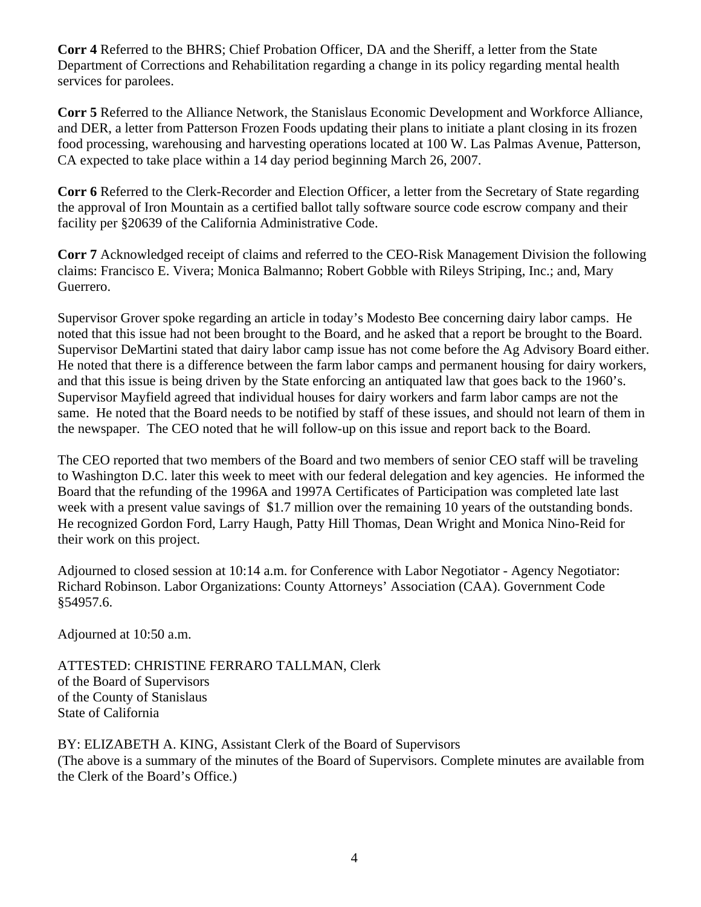**Corr 4** Referred to the BHRS; Chief Probation Officer, DA and the Sheriff, a letter from the State Department of Corrections and Rehabilitation regarding a change in its policy regarding mental health services for parolees.

**Corr 5** Referred to the Alliance Network, the Stanislaus Economic Development and Workforce Alliance, and DER, a letter from Patterson Frozen Foods updating their plans to initiate a plant closing in its frozen food processing, warehousing and harvesting operations located at 100 W. Las Palmas Avenue, Patterson, CA expected to take place within a 14 day period beginning March 26, 2007.

**Corr 6** Referred to the Clerk-Recorder and Election Officer, a letter from the Secretary of State regarding the approval of Iron Mountain as a certified ballot tally software source code escrow company and their facility per §20639 of the California Administrative Code.

**Corr 7** Acknowledged receipt of claims and referred to the CEO-Risk Management Division the following claims: Francisco E. Vivera; Monica Balmanno; Robert Gobble with Rileys Striping, Inc.; and, Mary Guerrero.

Supervisor Grover spoke regarding an article in today's Modesto Bee concerning dairy labor camps. He noted that this issue had not been brought to the Board, and he asked that a report be brought to the Board. Supervisor DeMartini stated that dairy labor camp issue has not come before the Ag Advisory Board either. He noted that there is a difference between the farm labor camps and permanent housing for dairy workers, and that this issue is being driven by the State enforcing an antiquated law that goes back to the 1960's. Supervisor Mayfield agreed that individual houses for dairy workers and farm labor camps are not the same. He noted that the Board needs to be notified by staff of these issues, and should not learn of them in the newspaper. The CEO noted that he will follow-up on this issue and report back to the Board.

The CEO reported that two members of the Board and two members of senior CEO staff will be traveling to Washington D.C. later this week to meet with our federal delegation and key agencies. He informed the Board that the refunding of the 1996A and 1997A Certificates of Participation was completed late last week with a present value savings of $1.7 million over the remaining 10 years of the outstanding bonds. He recognized Gordon Ford, Larry Haugh, Patty Hill Thomas, Dean Wright and Monica Nino-Reid for their work on this project.

Adjourned to closed session at 10:14 a.m. for Conference with Labor Negotiator - Agency Negotiator: Richard Robinson. Labor Organizations: County Attorneys' Association (CAA). Government Code §54957.6.

Adjourned at 10:50 a.m.

ATTESTED: CHRISTINE FERRARO TALLMAN, Clerk
of the Board of Supervisors
of the County of Stanislaus
State of California

BY: ELIZABETH A. KING, Assistant Clerk of the Board of Supervisors
(The above is a summary of the minutes of the Board of Supervisors. Complete minutes are available from the Clerk of the Board's Office.)